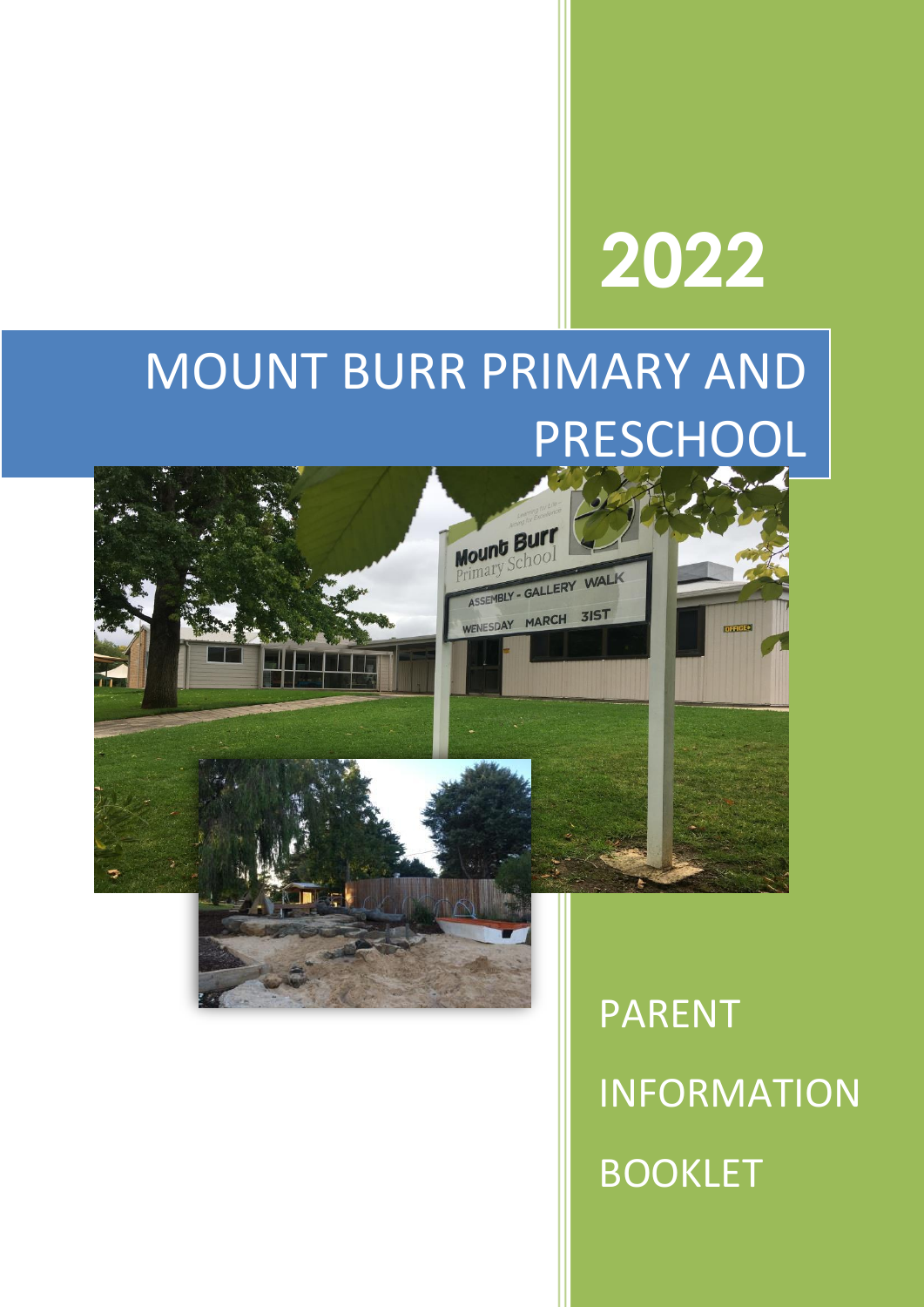# 2022

# MOUNT BURR PRIMARY AND PRESCHOOL

## PARENT INFORMATION BOOKLET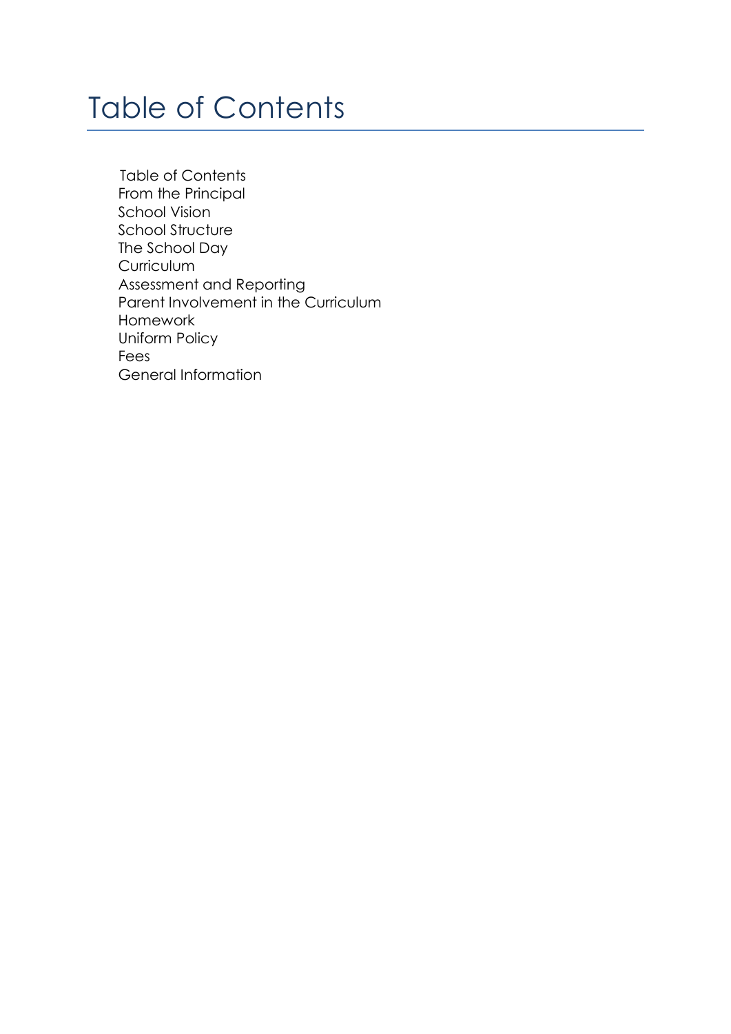# Table of Contents

Table of Contents
From the Principal
School Vision
School Structure
The School Day
Curriculum
Assessment and Reporting
Parent Involvement in the Curriculum
Homework
Uniform Policy
Fees
General Information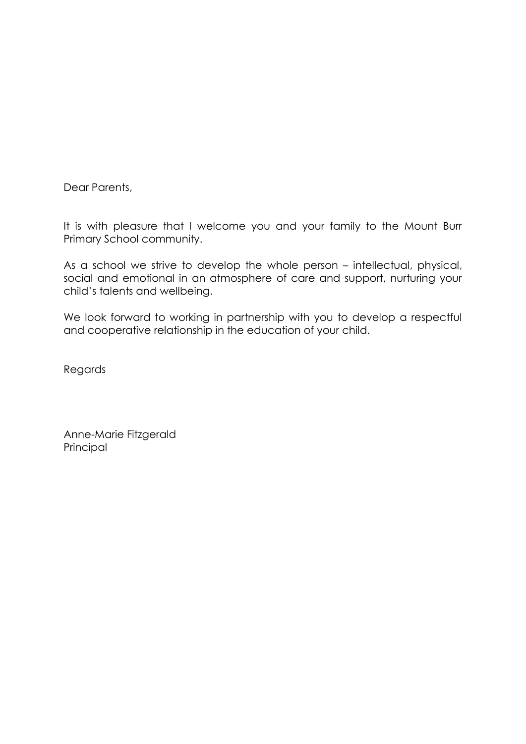Dear Parents,

It is with pleasure that I welcome you and your family to the Mount Burr Primary School community.

As a school we strive to develop the whole person – intellectual, physical, social and emotional in an atmosphere of care and support, nurturing your child's talents and wellbeing.

We look forward to working in partnership with you to develop a respectful and cooperative relationship in the education of your child.

Regards

Anne-Marie Fitzgerald
Principal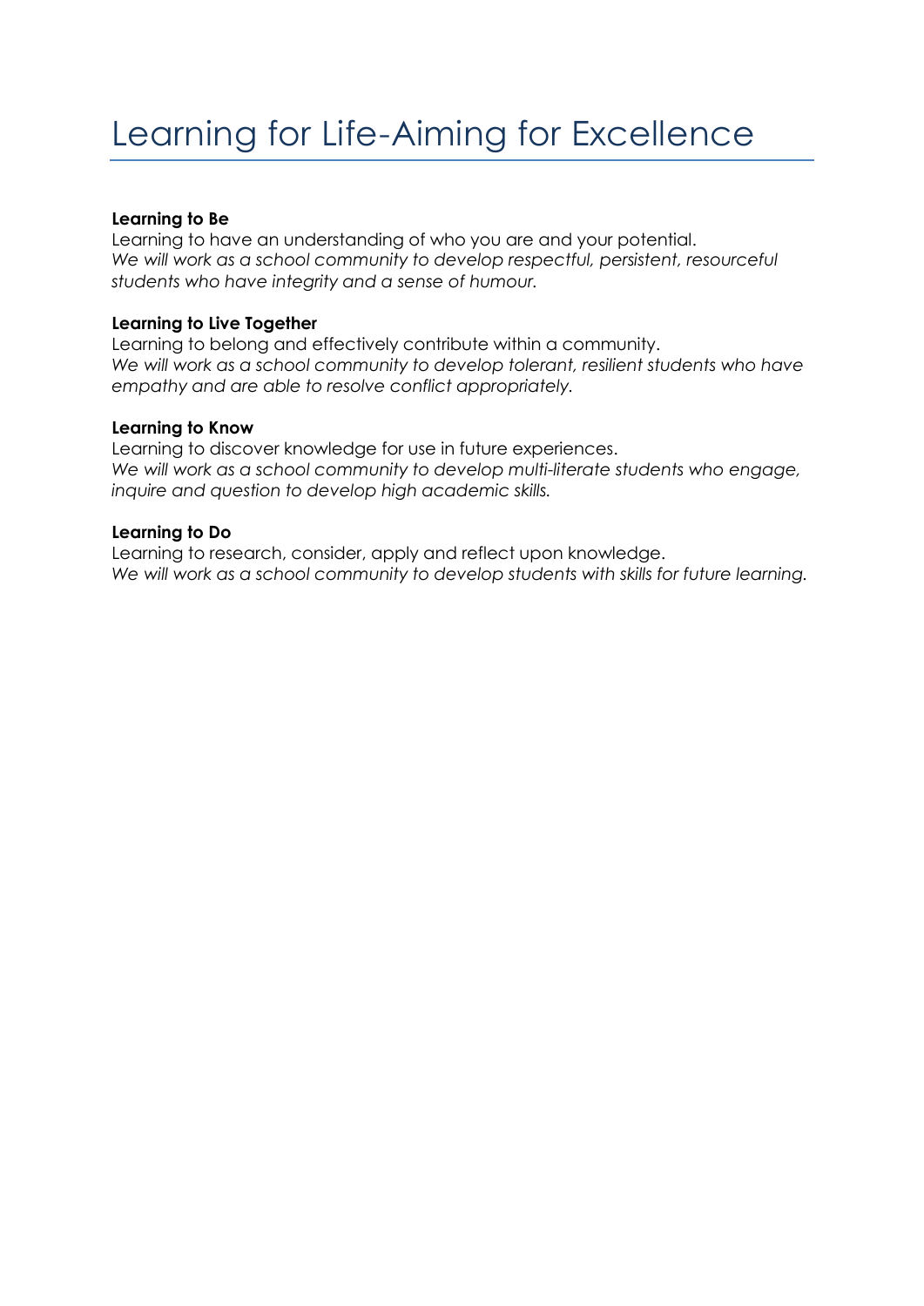# Learning for Life-Aiming for Excellence

**Learning to Be**
Learning to have an understanding of who you are and your potential.
*We will work as a school community to develop respectful, persistent, resourceful students who have integrity and a sense of humour.*

**Learning to Live Together**
Learning to belong and effectively contribute within a community.
*We will work as a school community to develop tolerant, resilient students who have empathy and are able to resolve conflict appropriately.*

**Learning to Know**
Learning to discover knowledge for use in future experiences.
*We will work as a school community to develop multi-literate students who engage, inquire and question to develop high academic skills.*

**Learning to Do**
Learning to research, consider, apply and reflect upon knowledge.
*We will work as a school community to develop students with skills for future learning.*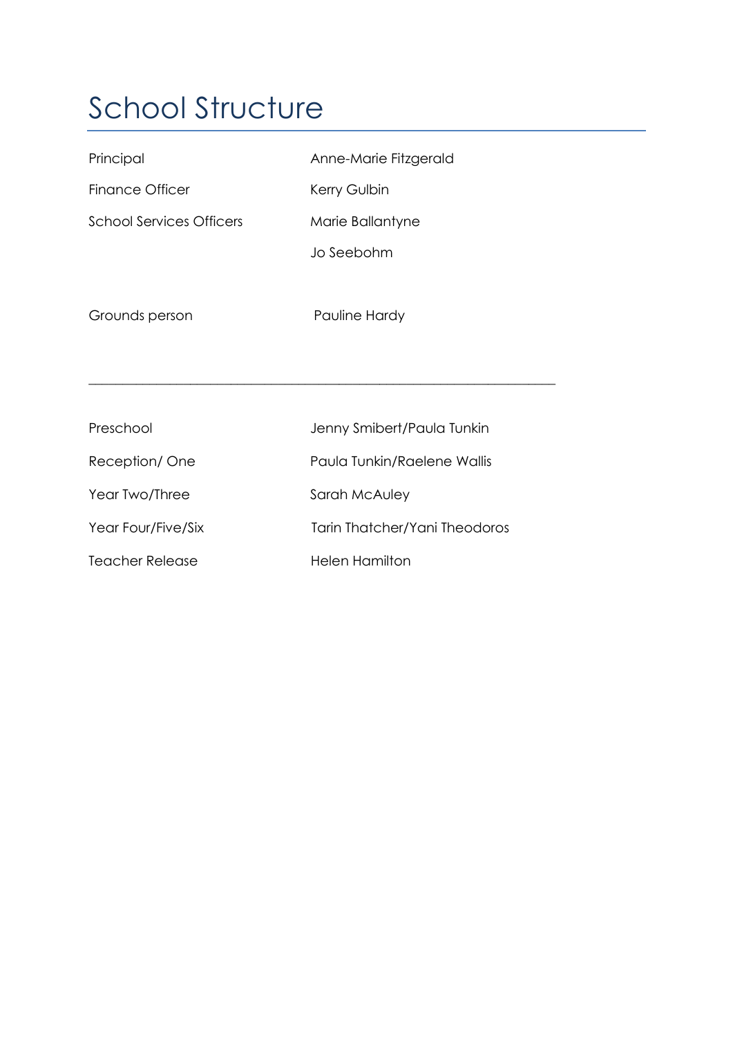# School Structure

| | |
|---|---|
| Principal | Anne-Marie Fitzgerald |
| Finance Officer | Kerry Gulbin |
| School Services Officers | Marie Ballantyne |
| | Jo Seebohm |
| Grounds person | Pauline Hardy |

---

| | |
|---|---|
| Preschool | Jenny Smibert/Paula Tunkin |
| Reception/ One | Paula Tunkin/Raelene Wallis |
| Year Two/Three | Sarah McAuley |
| Year Four/Five/Six | Tarin Thatcher/Yani Theodoros |
| Teacher Release | Helen Hamilton |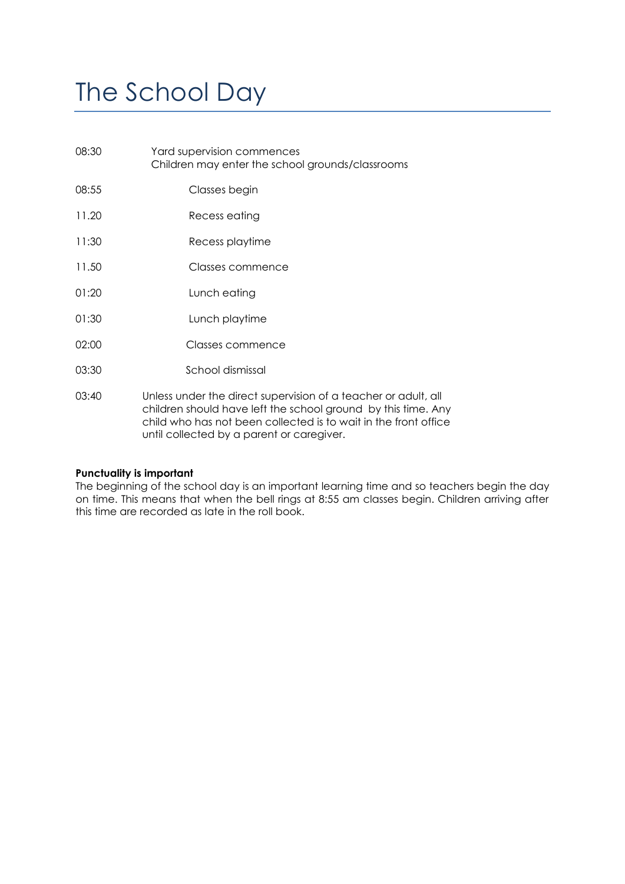# The School Day

| | |
|---|---|
| 08:30 | Yard supervision commences<br>Children may enter the school grounds/classrooms |
| 08:55 | Classes begin |
| 11.20 | Recess eating |
| 11:30 | Recess playtime |
| 11.50 | Classes commence |
| 01:20 | Lunch eating |
| 01:30 | Lunch playtime |
| 02:00 | Classes commence |
| 03:30 | School dismissal |
| 03:40 | Unless under the direct supervision of a teacher or adult, all children should have left the school ground by this time. Any child who has not been collected is to wait in the front office until collected by a parent or caregiver. |

**Punctuality is important**

The beginning of the school day is an important learning time and so teachers begin the day on time. This means that when the bell rings at 8:55 am classes begin. Children arriving after this time are recorded as late in the roll book.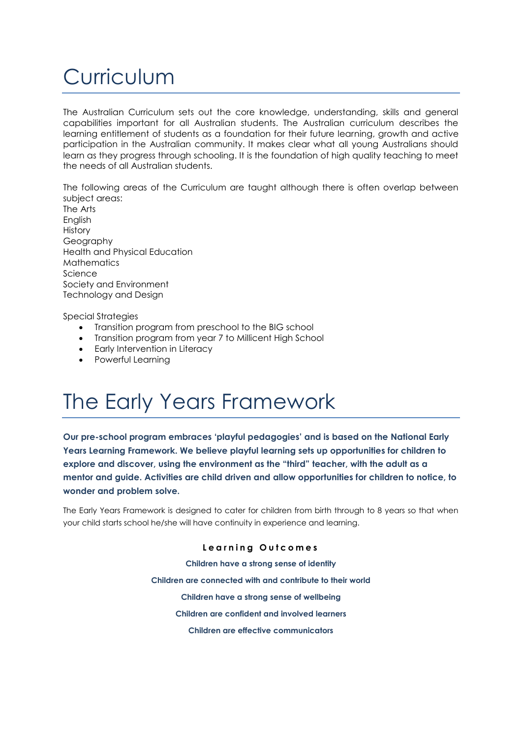# Curriculum

The Australian Curriculum sets out the core knowledge, understanding, skills and general capabilities important for all Australian students. The Australian curriculum describes the learning entitlement of students as a foundation for their future learning, growth and active participation in the Australian community. It makes clear what all young Australians should learn as they progress through schooling. It is the foundation of high quality teaching to meet the needs of all Australian students.

The following areas of the Curriculum are taught although there is often overlap between subject areas:
The Arts
English
History
Geography
Health and Physical Education
Mathematics
Science
Society and Environment
Technology and Design

Special Strategies

- Transition program from preschool to the BIG school
- Transition program from year 7 to Millicent High School
- Early Intervention in Literacy
- Powerful Learning

# The Early Years Framework

**Our pre-school program embraces 'playful pedagogies' and is based on the National Early Years Learning Framework. We believe playful learning sets up opportunities for children to explore and discover, using the environment as the "third" teacher, with the adult as a mentor and guide. Activities are child driven and allow opportunities for children to notice, to wonder and problem solve.**

The Early Years Framework is designed to cater for children from birth through to 8 years so that when your child starts school he/she will have continuity in experience and learning.

**Learning Outcomes**

**Children have a strong sense of identity**

**Children are connected with and contribute to their world**

**Children have a strong sense of wellbeing**

**Children are confident and involved learners**

**Children are effective communicators**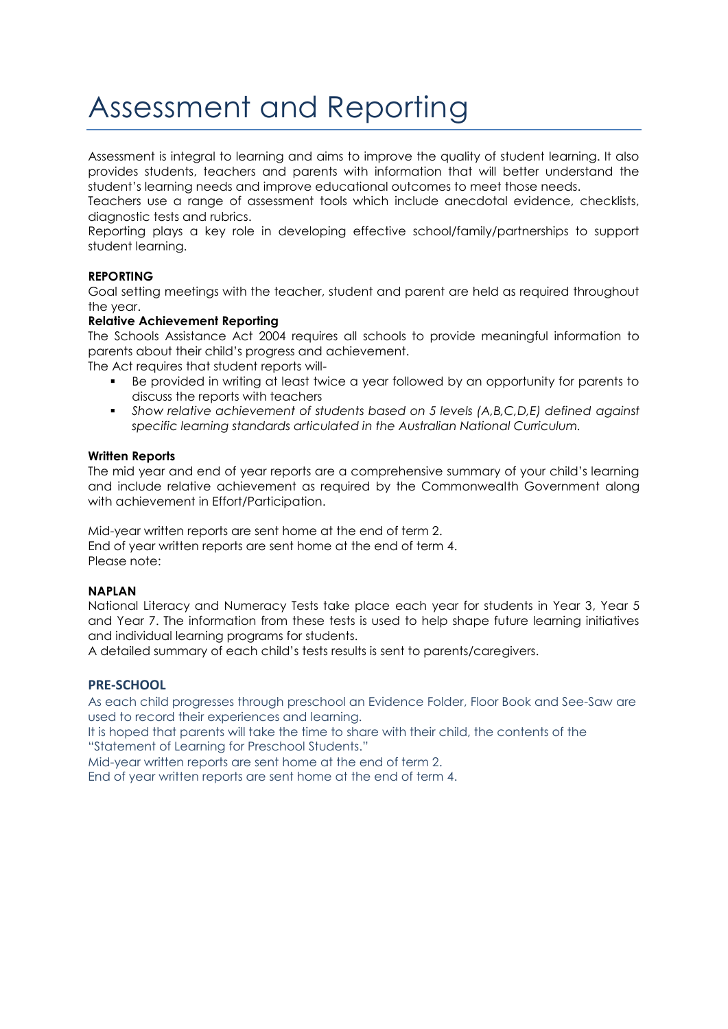# Assessment and Reporting

Assessment is integral to learning and aims to improve the quality of student learning. It also provides students, teachers and parents with information that will better understand the student's learning needs and improve educational outcomes to meet those needs.
Teachers use a range of assessment tools which include anecdotal evidence, checklists, diagnostic tests and rubrics.
Reporting plays a key role in developing effective school/family/partnerships to support student learning.

**REPORTING**

Goal setting meetings with the teacher, student and parent are held as required throughout the year.

**Relative Achievement Reporting**

The Schools Assistance Act 2004 requires all schools to provide meaningful information to parents about their child's progress and achievement.
The Act requires that student reports will-

- Be provided in writing at least twice a year followed by an opportunity for parents to discuss the reports with teachers
- *Show relative achievement of students based on 5 levels (A,B,C,D,E) defined against specific learning standards articulated in the Australian National Curriculum.*

**Written Reports**

The mid year and end of year reports are a comprehensive summary of your child's learning and include relative achievement as required by the Commonwealth Government along with achievement in Effort/Participation.

Mid-year written reports are sent home at the end of term 2.
End of year written reports are sent home at the end of term 4.
Please note:

**NAPLAN**

National Literacy and Numeracy Tests take place each year for students in Year 3, Year 5 and Year 7. The information from these tests is used to help shape future learning initiatives and individual learning programs for students.
A detailed summary of each child's tests results is sent to parents/caregivers.

**PRE-SCHOOL**

As each child progresses through preschool an Evidence Folder, Floor Book and See-Saw are used to record their experiences and learning.
It is hoped that parents will take the time to share with their child, the contents of the "Statement of Learning for Preschool Students."
Mid-year written reports are sent home at the end of term 2.
End of year written reports are sent home at the end of term 4.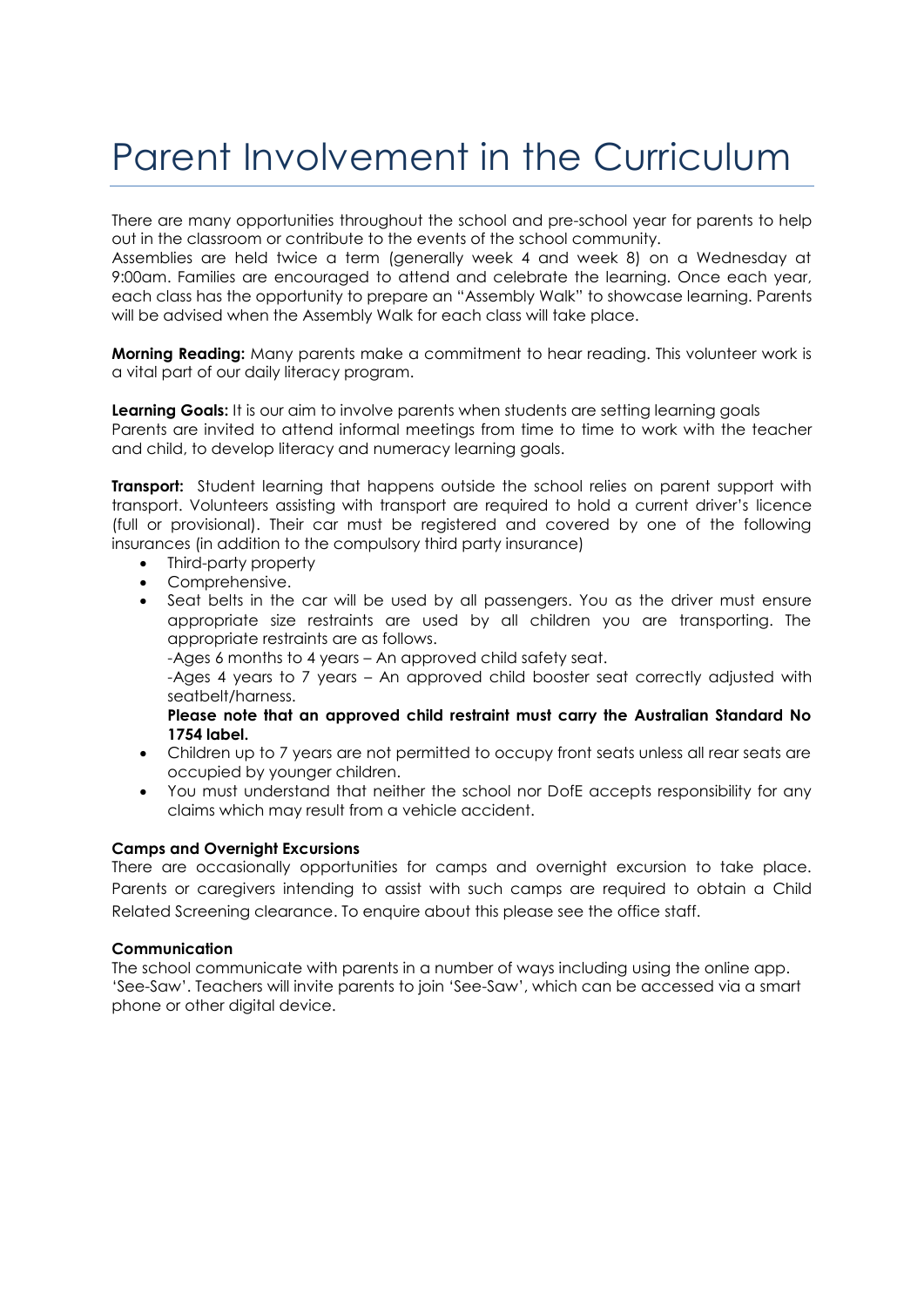# Parent Involvement in the Curriculum

There are many opportunities throughout the school and pre-school year for parents to help out in the classroom or contribute to the events of the school community.
Assemblies are held twice a term (generally week 4 and week 8) on a Wednesday at 9:00am. Families are encouraged to attend and celebrate the learning. Once each year, each class has the opportunity to prepare an "Assembly Walk" to showcase learning. Parents will be advised when the Assembly Walk for each class will take place.

**Morning Reading:** Many parents make a commitment to hear reading. This volunteer work is a vital part of our daily literacy program.

**Learning Goals:** It is our aim to involve parents when students are setting learning goals
Parents are invited to attend informal meetings from time to time to work with the teacher and child, to develop literacy and numeracy learning goals.

**Transport:** Student learning that happens outside the school relies on parent support with transport. Volunteers assisting with transport are required to hold a current driver's licence (full or provisional). Their car must be registered and covered by one of the following insurances (in addition to the compulsory third party insurance)

- Third-party property
- Comprehensive.
- Seat belts in the car will be used by all passengers. You as the driver must ensure appropriate size restraints are used by all children you are transporting. The appropriate restraints are as follows.
  -Ages 6 months to 4 years – An approved child safety seat.
  -Ages 4 years to 7 years – An approved child booster seat correctly adjusted with seatbelt/harness.
  **Please note that an approved child restraint must carry the Australian Standard No 1754 label.**
- Children up to 7 years are not permitted to occupy front seats unless all rear seats are occupied by younger children.
- You must understand that neither the school nor DofE accepts responsibility for any claims which may result from a vehicle accident.

**Camps and Overnight Excursions**

There are occasionally opportunities for camps and overnight excursion to take place. Parents or caregivers intending to assist with such camps are required to obtain a Child Related Screening clearance. To enquire about this please see the office staff.

**Communication**

The school communicate with parents in a number of ways including using the online app. 'See-Saw'. Teachers will invite parents to join 'See-Saw', which can be accessed via a smart phone or other digital device.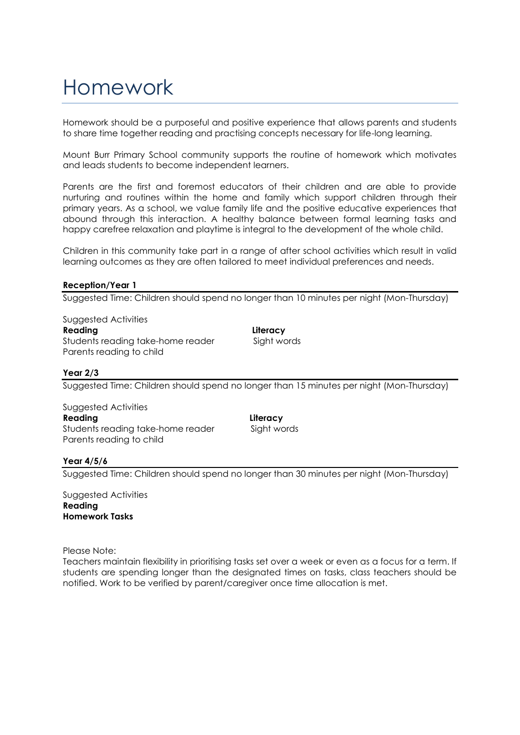# Homework

Homework should be a purposeful and positive experience that allows parents and students to share time together reading and practising concepts necessary for life-long learning.

Mount Burr Primary School community supports the routine of homework which motivates and leads students to become independent learners.

Parents are the first and foremost educators of their children and are able to provide nurturing and routines within the home and family which support children through their primary years. As a school, we value family life and the positive educative experiences that abound through this interaction. A healthy balance between formal learning tasks and happy carefree relaxation and playtime is integral to the development of the whole child.

Children in this community take part in a range of after school activities which result in valid learning outcomes as they are often tailored to meet individual preferences and needs.

**Reception/Year 1**

Suggested Time: Children should spend no longer than 10 minutes per night (Mon-Thursday)

Suggested Activities

**Reading**
Students reading take-home reader
Parents reading to child

**Literacy**
Sight words

**Year 2/3**

Suggested Time: Children should spend no longer than 15 minutes per night (Mon-Thursday)

Suggested Activities

**Reading**
Students reading take-home reader
Parents reading to child

**Literacy**
Sight words

**Year 4/5/6**

Suggested Time: Children should spend no longer than 30 minutes per night (Mon-Thursday)

Suggested Activities

**Reading**
**Homework Tasks**

Please Note:
Teachers maintain flexibility in prioritising tasks set over a week or even as a focus for a term. If students are spending longer than the designated times on tasks, class teachers should be notified. Work to be verified by parent/caregiver once time allocation is met.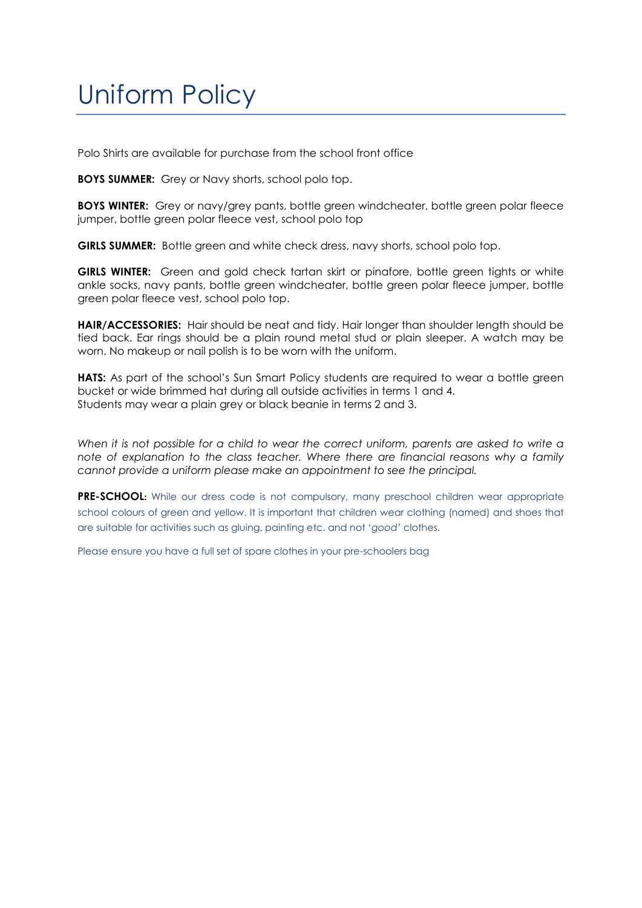# Uniform Policy

Polo Shirts are available for purchase from the school front office

**BOYS SUMMER:** Grey or Navy shorts, school polo top.

**BOYS WINTER:** Grey or navy/grey pants, bottle green windcheater, bottle green polar fleece jumper, bottle green polar fleece vest, school polo top

**GIRLS SUMMER:** Bottle green and white check dress, navy shorts, school polo top.

**GIRLS WINTER:** Green and gold check tartan skirt or pinafore, bottle green tights or white ankle socks, navy pants, bottle green windcheater, bottle green polar fleece jumper, bottle green polar fleece vest, school polo top.

**HAIR/ACCESSORIES:** Hair should be neat and tidy. Hair longer than shoulder length should be tied back. Ear rings should be a plain round metal stud or plain sleeper. A watch may be worn. No makeup or nail polish is to be worn with the uniform.

**HATS:** As part of the school's Sun Smart Policy students are required to wear a bottle green bucket or wide brimmed hat during all outside activities in terms 1 and 4.
Students may wear a plain grey or black beanie in terms 2 and 3.

*When it is not possible for a child to wear the correct uniform, parents are asked to write a note of explanation to the class teacher. Where there are financial reasons why a family cannot provide a uniform please make an appointment to see the principal.*

**PRE-SCHOOL:** While our dress code is not compulsory, many preschool children wear appropriate school colours of green and yellow. It is important that children wear clothing (named) and shoes that are suitable for activities such as gluing, painting etc. and not '*good'* clothes.

Please ensure you have a full set of spare clothes in your pre-schoolers bag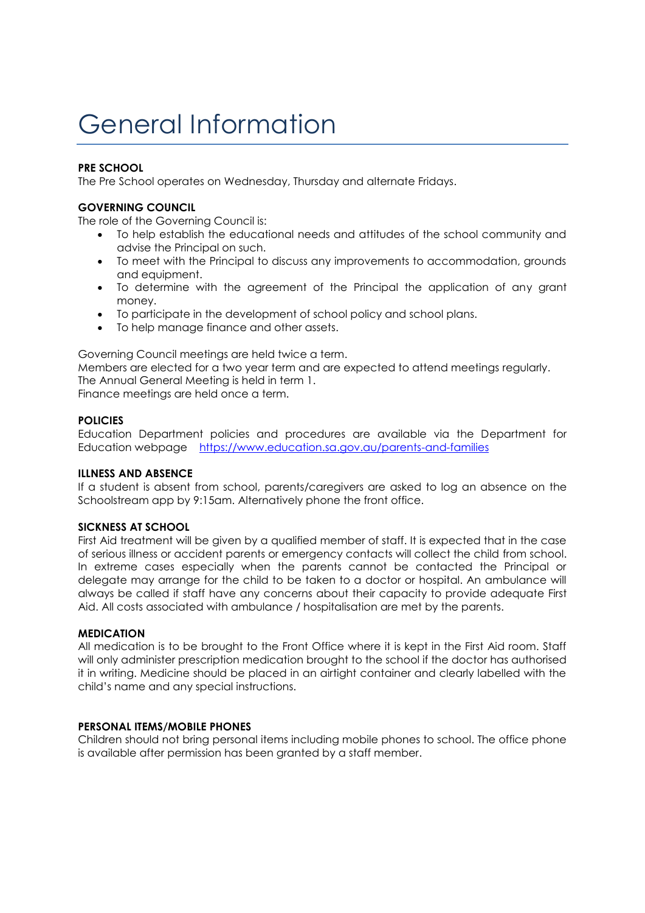# General Information

**PRE SCHOOL**

The Pre School operates on Wednesday, Thursday and alternate Fridays.

**GOVERNING COUNCIL**

The role of the Governing Council is:

- To help establish the educational needs and attitudes of the school community and advise the Principal on such.
- To meet with the Principal to discuss any improvements to accommodation, grounds and equipment.
- To determine with the agreement of the Principal the application of any grant money.
- To participate in the development of school policy and school plans.
- To help manage finance and other assets.

Governing Council meetings are held twice a term.
Members are elected for a two year term and are expected to attend meetings regularly.
The Annual General Meeting is held in term 1.
Finance meetings are held once a term.

**POLICIES**

Education Department policies and procedures are available via the Department for Education webpage [https://www.education.sa.gov.au/parents-and-families](https://www.education.sa.gov.au/parents-and-families)

**ILLNESS AND ABSENCE**

If a student is absent from school, parents/caregivers are asked to log an absence on the Schoolstream app by 9:15am. Alternatively phone the front office.

**SICKNESS AT SCHOOL**

First Aid treatment will be given by a qualified member of staff. It is expected that in the case of serious illness or accident parents or emergency contacts will collect the child from school. In extreme cases especially when the parents cannot be contacted the Principal or delegate may arrange for the child to be taken to a doctor or hospital. An ambulance will always be called if staff have any concerns about their capacity to provide adequate First Aid. All costs associated with ambulance / hospitalisation are met by the parents.

**MEDICATION**

All medication is to be brought to the Front Office where it is kept in the First Aid room. Staff will only administer prescription medication brought to the school if the doctor has authorised it in writing. Medicine should be placed in an airtight container and clearly labelled with the child's name and any special instructions.

**PERSONAL ITEMS/MOBILE PHONES**

Children should not bring personal items including mobile phones to school. The office phone is available after permission has been granted by a staff member.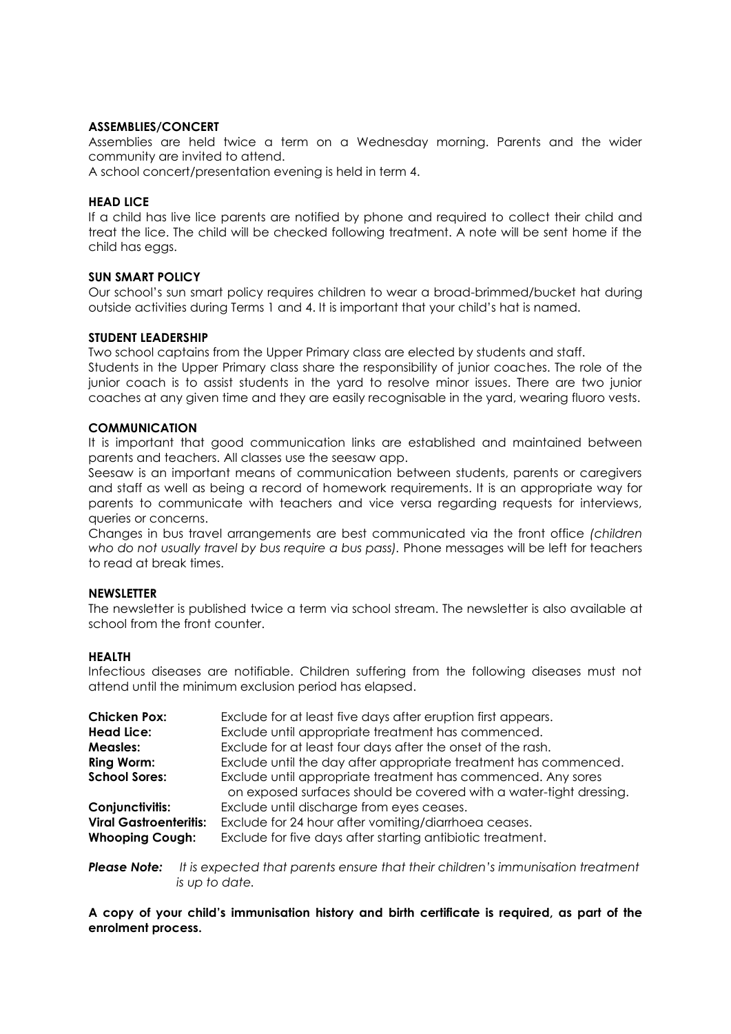**ASSEMBLIES/CONCERT**

Assemblies are held twice a term on a Wednesday morning. Parents and the wider community are invited to attend.

A school concert/presentation evening is held in term 4.

**HEAD LICE**

If a child has live lice parents are notified by phone and required to collect their child and treat the lice. The child will be checked following treatment. A note will be sent home if the child has eggs.

**SUN SMART POLICY**

Our school's sun smart policy requires children to wear a broad-brimmed/bucket hat during outside activities during Terms 1 and 4. It is important that your child's hat is named.

**STUDENT LEADERSHIP**

Two school captains from the Upper Primary class are elected by students and staff.

Students in the Upper Primary class share the responsibility of junior coaches. The role of the junior coach is to assist students in the yard to resolve minor issues. There are two junior coaches at any given time and they are easily recognisable in the yard, wearing fluoro vests.

**COMMUNICATION**

It is important that good communication links are established and maintained between parents and teachers. All classes use the seesaw app.

Seesaw is an important means of communication between students, parents or caregivers and staff as well as being a record of homework requirements. It is an appropriate way for parents to communicate with teachers and vice versa regarding requests for interviews, queries or concerns.

Changes in bus travel arrangements are best communicated via the front office *(children who do not usually travel by bus require a bus pass).* Phone messages will be left for teachers to read at break times.

**NEWSLETTER**

The newsletter is published twice a term via school stream. The newsletter is also available at school from the front counter.

**HEALTH**

Infectious diseases are notifiable. Children suffering from the following diseases must not attend until the minimum exclusion period has elapsed.

| | |
|---|---|
| **Chicken Pox:** | Exclude for at least five days after eruption first appears. |
| **Head Lice:** | Exclude until appropriate treatment has commenced. |
| **Measles:** | Exclude for at least four days after the onset of the rash. |
| **Ring Worm:** | Exclude until the day after appropriate treatment has commenced. |
| **School Sores:** | Exclude until appropriate treatment has commenced. Any sores on exposed surfaces should be covered with a water-tight dressing. |
| **Conjunctivitis:** | Exclude until discharge from eyes ceases. |
| **Viral Gastroenteritis:** | Exclude for 24 hour after vomiting/diarrhoea ceases. |
| **Whooping Cough:** | Exclude for five days after starting antibiotic treatment. |

***Please Note:*** *It is expected that parents ensure that their children's immunisation treatment is up to date.*

**A copy of your child's immunisation history and birth certificate is required, as part of the enrolment process.**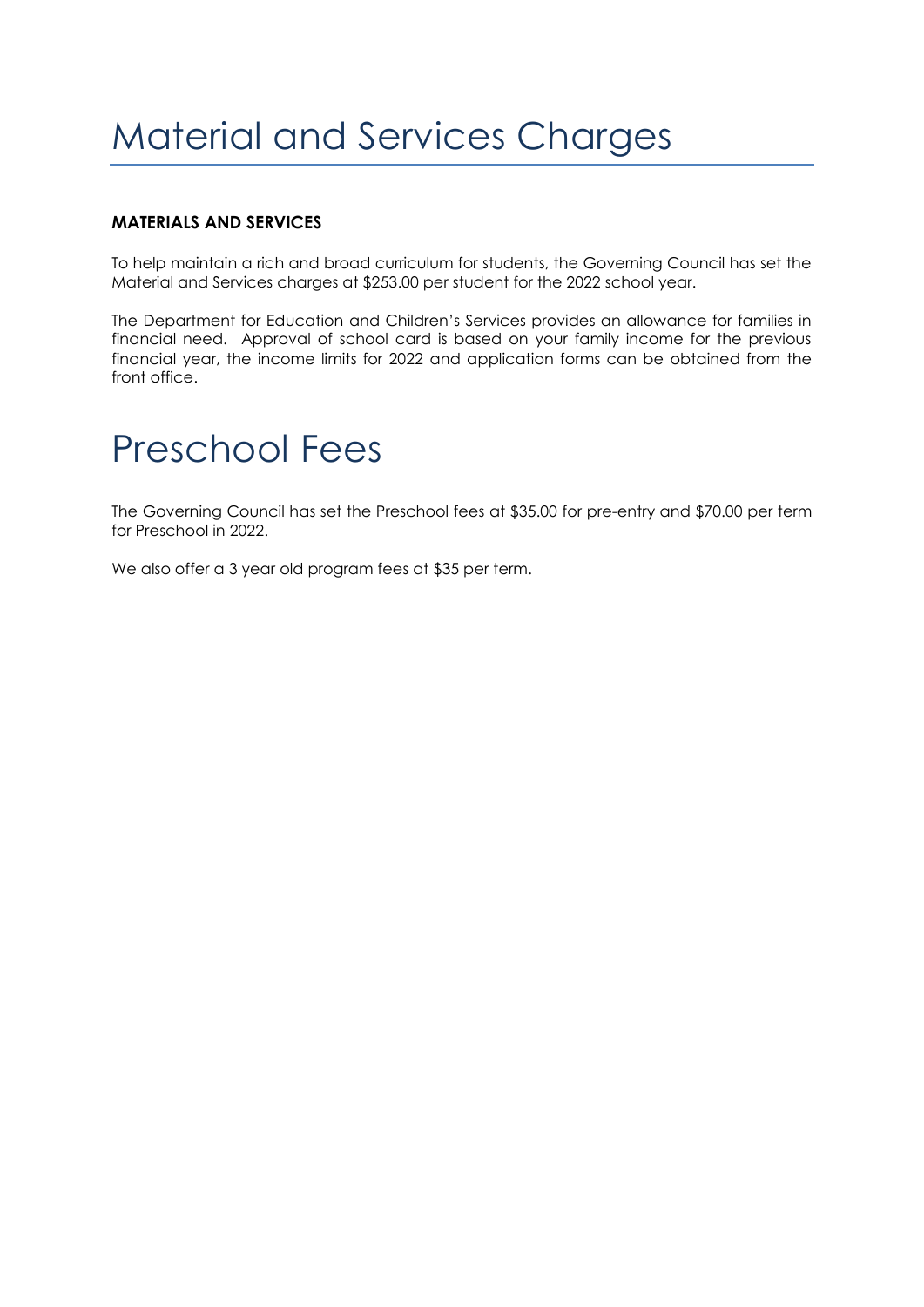# Material and Services Charges

**MATERIALS AND SERVICES**

To help maintain a rich and broad curriculum for students, the Governing Council has set the Material and Services charges at $253.00 per student for the 2022 school year.

The Department for Education and Children's Services provides an allowance for families in financial need. Approval of school card is based on your family income for the previous financial year, the income limits for 2022 and application forms can be obtained from the front office.

# Preschool Fees

The Governing Council has set the Preschool fees at $35.00 for pre-entry and $70.00 per term for Preschool in 2022.

We also offer a 3 year old program fees at $35 per term.